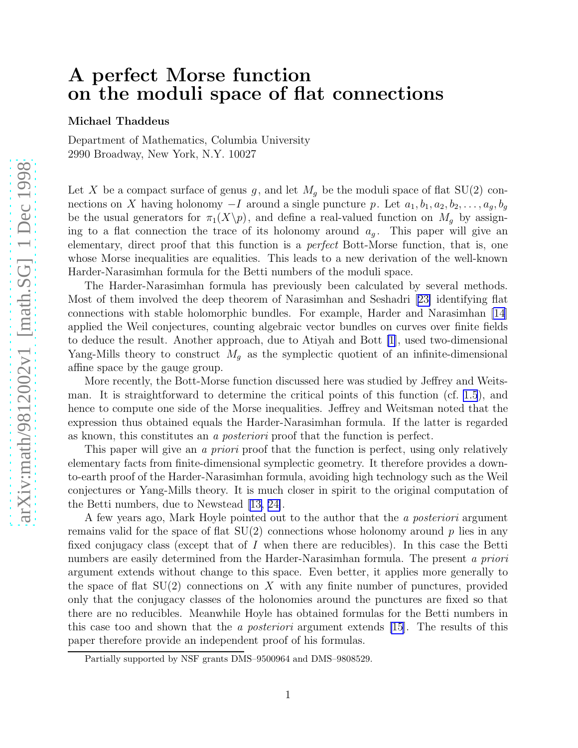# A perfect Morse function on the moduli space of flat connections

**Michael Thaddeus**

Department of Mathematics, Columbia University
2990 Broadway, New York, N.Y. 10027

Let $X$ be a compact surface of genus $g$, and let $M_g$ be the moduli space of flat SU(2) connections on $X$ having holonomy $-I$ around a single puncture $p$. Let $a_1, b_1, a_2, b_2, \ldots, a_g, b_g$ be the usual generators for $\pi_1(X\backslash p)$, and define a real-valued function on $M_g$ by assigning to a flat connection the trace of its holonomy around $a_g$. This paper will give an elementary, direct proof that this function is a *perfect* Bott-Morse function, that is, one whose Morse inequalities are equalities. This leads to a new derivation of the well-known Harder-Narasimhan formula for the Betti numbers of the moduli space.

The Harder-Narasimhan formula has previously been calculated by several methods. Most of them involved the deep theorem of Narasimhan and Seshadri [23] identifying flat connections with stable holomorphic bundles. For example, Harder and Narasimhan [14] applied the Weil conjectures, counting algebraic vector bundles on curves over finite fields to deduce the result. Another approach, due to Atiyah and Bott [1], used two-dimensional Yang-Mills theory to construct $M_g$ as the symplectic quotient of an infinite-dimensional affine space by the gauge group.

More recently, the Bott-Morse function discussed here was studied by Jeffrey and Weitsman. It is straightforward to determine the critical points of this function (cf. 1.5), and hence to compute one side of the Morse inequalities. Jeffrey and Weitsman noted that the expression thus obtained equals the Harder-Narasimhan formula. If the latter is regarded as known, this constitutes an *a posteriori* proof that the function is perfect.

This paper will give an *a priori* proof that the function is perfect, using only relatively elementary facts from finite-dimensional symplectic geometry. It therefore provides a down-to-earth proof of the Harder-Narasimhan formula, avoiding high technology such as the Weil conjectures or Yang-Mills theory. It is much closer in spirit to the original computation of the Betti numbers, due to Newstead [13, 24].

A few years ago, Mark Hoyle pointed out to the author that the *a posteriori* argument remains valid for the space of flat SU(2) connections whose holonomy around $p$ lies in any fixed conjugacy class (except that of $I$ when there are reducibles). In this case the Betti numbers are easily determined from the Harder-Narasimhan formula. The present *a priori* argument extends without change to this space. Even better, it applies more generally to the space of flat SU(2) connections on $X$ with any finite number of punctures, provided only that the conjugacy classes of the holonomies around the punctures are fixed so that there are no reducibles. Meanwhile Hoyle has obtained formulas for the Betti numbers in this case too and shown that the *a posteriori* argument extends [15]. The results of this paper therefore provide an independent proof of his formulas.

Partially supported by NSF grants DMS–9500964 and DMS–9808529.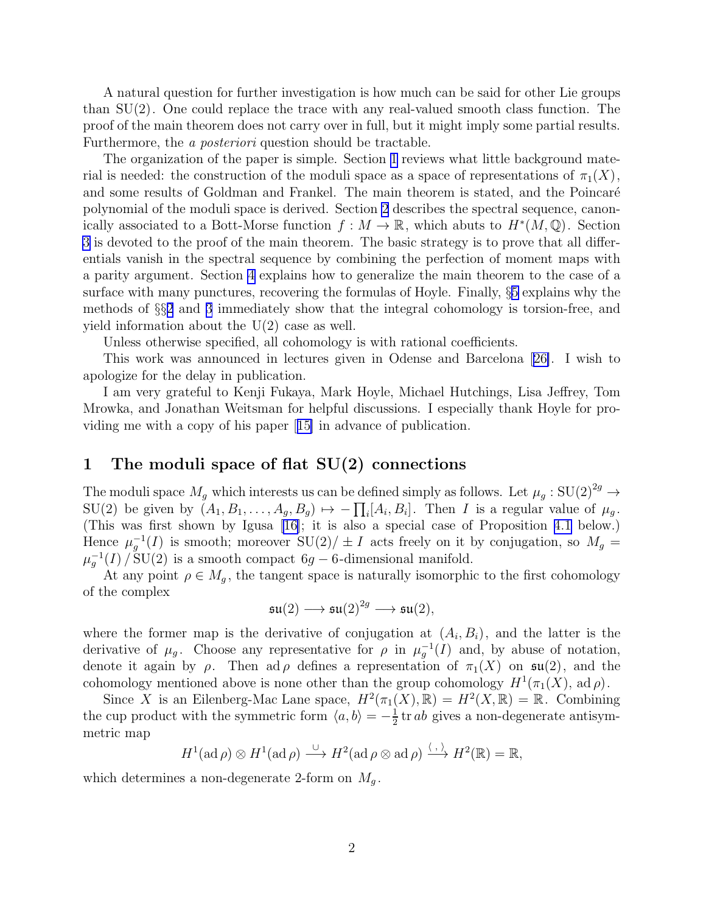A natural question for further investigation is how much can be said for other Lie groups than SU(2). One could replace the trace with any real-valued smooth class function. The proof of the main theorem does not carry over in full, but it might imply some partial results. Furthermore, the *a posteriori* question should be tractable.

The organization of the paper is simple. Section 1 reviews what little background material is needed: the construction of the moduli space as a space of representations of $\pi_1(X)$, and some results of Goldman and Frankel. The main theorem is stated, and the Poincaré polynomial of the moduli space is derived. Section 2 describes the spectral sequence, canonically associated to a Bott-Morse function $f : M \to \mathbb{R}$, which abuts to $H^*(M, \mathbb{Q})$. Section 3 is devoted to the proof of the main theorem. The basic strategy is to prove that all differentials vanish in the spectral sequence by combining the perfection of moment maps with a parity argument. Section 4 explains how to generalize the main theorem to the case of a surface with many punctures, recovering the formulas of Hoyle. Finally, §5 explains why the methods of §§2 and 3 immediately show that the integral cohomology is torsion-free, and yield information about the U(2) case as well.

Unless otherwise specified, all cohomology is with rational coefficients.

This work was announced in lectures given in Odense and Barcelona [26]. I wish to apologize for the delay in publication.

I am very grateful to Kenji Fukaya, Mark Hoyle, Michael Hutchings, Lisa Jeffrey, Tom Mrowka, and Jonathan Weitsman for helpful discussions. I especially thank Hoyle for providing me with a copy of his paper [15] in advance of publication.

# 1 The moduli space of flat SU(2) connections

The moduli space $M_g$ which interests us can be defined simply as follows. Let $\mu_g : \mathrm{SU}(2)^{2g} \to \mathrm{SU}(2)$ be given by $(A_1, B_1, \ldots, A_g, B_g) \mapsto -\prod_i [A_i, B_i]$. Then $I$ is a regular value of $\mu_g$. (This was first shown by Igusa [16]; it is also a special case of Proposition 4.1 below.) Hence $\mu_g^{-1}(I)$ is smooth; moreover $\mathrm{SU}(2)/\pm I$ acts freely on it by conjugation, so $M_g = \mu_g^{-1}(I) \,/\, \mathrm{SU}(2)$ is a smooth compact $6g - 6$-dimensional manifold.

At any point $\rho \in M_g$, the tangent space is naturally isomorphic to the first cohomology of the complex

$$\mathfrak{su}(2) \longrightarrow \mathfrak{su}(2)^{2g} \longrightarrow \mathfrak{su}(2),$$

where the former map is the derivative of conjugation at $(A_i, B_i)$, and the latter is the derivative of $\mu_g$. Choose any representative for $\rho$ in $\mu_g^{-1}(I)$ and, by abuse of notation, denote it again by $\rho$. Then $\operatorname{ad}\rho$ defines a representation of $\pi_1(X)$ on $\mathfrak{su}(2)$, and the cohomology mentioned above is none other than the group cohomology $H^1(\pi_1(X), \operatorname{ad}\rho)$.

Since $X$ is an Eilenberg-Mac Lane space, $H^2(\pi_1(X), \mathbb{R}) = H^2(X, \mathbb{R}) = \mathbb{R}$. Combining the cup product with the symmetric form $\langle a, b\rangle = -\frac{1}{2}\operatorname{tr} ab$ gives a non-degenerate antisymmetric map

$$H^1(\operatorname{ad}\rho) \otimes H^1(\operatorname{ad}\rho) \xrightarrow{\ \cup\ } H^2(\operatorname{ad}\rho \otimes \operatorname{ad}\rho) \xrightarrow{\ \langle\,,\,\rangle\ } H^2(\mathbb{R}) = \mathbb{R},$$

which determines a non-degenerate 2-form on $M_g$.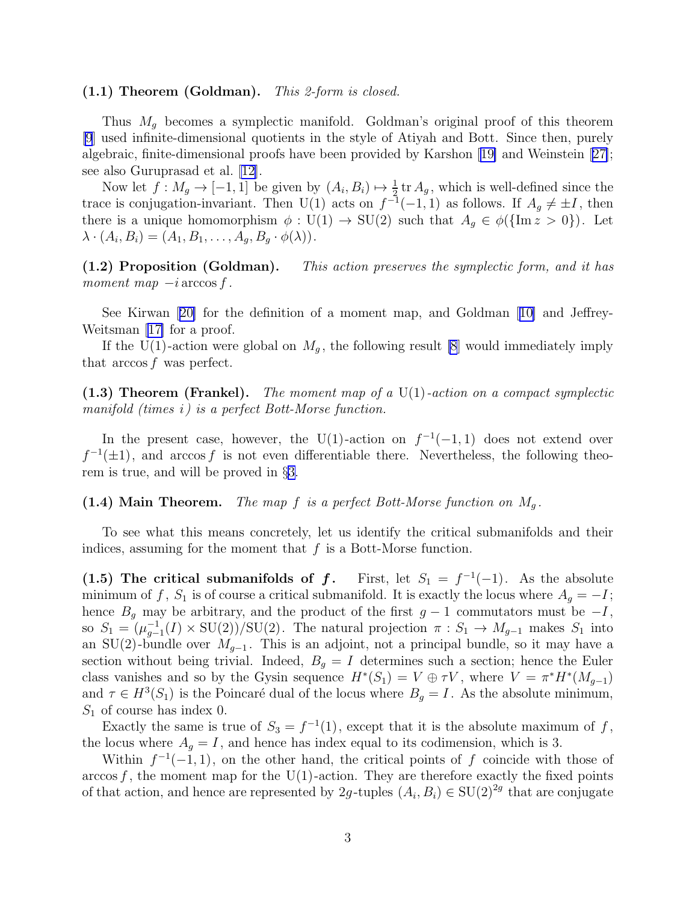**(1.1) Theorem (Goldman).** *This 2-form is closed.*

Thus $M_g$ becomes a symplectic manifold. Goldman's original proof of this theorem [9] used infinite-dimensional quotients in the style of Atiyah and Bott. Since then, purely algebraic, finite-dimensional proofs have been provided by Karshon [19] and Weinstein [27]; see also Guruprasad et al. [12].

Now let $f : M_g \to [-1, 1]$ be given by $(A_i, B_i) \mapsto \frac{1}{2} \operatorname{tr} A_g$, which is well-defined since the trace is conjugation-invariant. Then $\mathrm{U}(1)$ acts on $f^{-1}(-1, 1)$ as follows. If $A_g \neq \pm I$, then there is a unique homomorphism $\phi : \mathrm{U}(1) \to \mathrm{SU}(2)$ such that $A_g \in \phi(\{\operatorname{Im} z > 0\})$. Let $\lambda \cdot (A_i, B_i) = (A_1, B_1, \ldots, A_g, B_g \cdot \phi(\lambda))$.

**(1.2) Proposition (Goldman).** *This action preserves the symplectic form, and it has moment map $-i \arccos f$.*

See Kirwan [20] for the definition of a moment map, and Goldman [10] and Jeffrey-Weitsman [17] for a proof.

If the $\mathrm{U}(1)$-action were global on $M_g$, the following result [8] would immediately imply that $\arccos f$ was perfect.

**(1.3) Theorem (Frankel).** *The moment map of a $\mathrm{U}(1)$-action on a compact symplectic manifold (times $i$) is a perfect Bott-Morse function.*

In the present case, however, the $\mathrm{U}(1)$-action on $f^{-1}(-1, 1)$ does not extend over $f^{-1}(\pm 1)$, and $\arccos f$ is not even differentiable there. Nevertheless, the following theorem is true, and will be proved in §3.

**(1.4) Main Theorem.** *The map $f$ is a perfect Bott-Morse function on $M_g$.*

To see what this means concretely, let us identify the critical submanifolds and their indices, assuming for the moment that $f$ is a Bott-Morse function.

**(1.5) The critical submanifolds of $f$.** First, let $S_1 = f^{-1}(-1)$. As the absolute minimum of $f$, $S_1$ is of course a critical submanifold. It is exactly the locus where $A_g = -I$; hence $B_g$ may be arbitrary, and the product of the first $g - 1$ commutators must be $-I$, so $S_1 = (\mu_{g-1}^{-1}(I) \times \mathrm{SU}(2))/\mathrm{SU}(2)$. The natural projection $\pi : S_1 \to M_{g-1}$ makes $S_1$ into an $\mathrm{SU}(2)$-bundle over $M_{g-1}$. This is an adjoint, not a principal bundle, so it may have a section without being trivial. Indeed, $B_g = I$ determines such a section; hence the Euler class vanishes and so by the Gysin sequence $H^*(S_1) = V \oplus \tau V$, where $V = \pi^* H^*(M_{g-1})$ and $\tau \in H^3(S_1)$ is the Poincaré dual of the locus where $B_g = I$. As the absolute minimum, $S_1$ of course has index 0.

Exactly the same is true of $S_3 = f^{-1}(1)$, except that it is the absolute maximum of $f$, the locus where $A_g = I$, and hence has index equal to its codimension, which is 3.

Within $f^{-1}(-1, 1)$, on the other hand, the critical points of $f$ coincide with those of $\arccos f$, the moment map for the $\mathrm{U}(1)$-action. They are therefore exactly the fixed points of that action, and hence are represented by $2g$-tuples $(A_i, B_i) \in \mathrm{SU}(2)^{2g}$ that are conjugate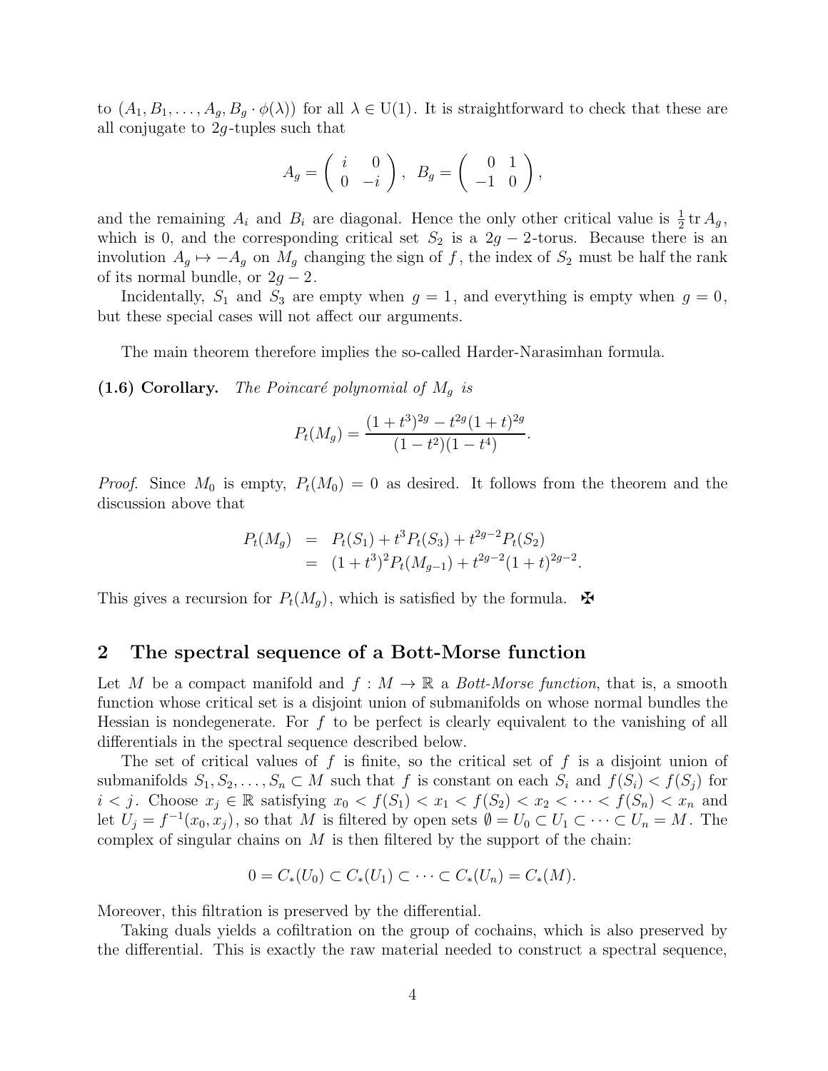to $(A_1, B_1, \ldots, A_g, B_g \cdot \phi(\lambda))$ for all $\lambda \in \mathrm{U}(1)$. It is straightforward to check that these are all conjugate to $2g$-tuples such that

$$A_g = \begin{pmatrix} i & 0 \\ 0 & -i \end{pmatrix}, \quad B_g = \begin{pmatrix} 0 & 1 \\ -1 & 0 \end{pmatrix},$$

and the remaining $A_i$ and $B_i$ are diagonal. Hence the only other critical value is $\frac{1}{2}\operatorname{tr} A_g$, which is 0, and the corresponding critical set $S_2$ is a $2g-2$-torus. Because there is an involution $A_g \mapsto -A_g$ on $M_g$ changing the sign of $f$, the index of $S_2$ must be half the rank of its normal bundle, or $2g-2$.

Incidentally, $S_1$ and $S_3$ are empty when $g = 1$, and everything is empty when $g = 0$, but these special cases will not affect our arguments.

The main theorem therefore implies the so-called Harder-Narasimhan formula.

**(1.6) Corollary.** *The Poincaré polynomial of $M_g$ is*

$$P_t(M_g) = \frac{(1+t^3)^{2g} - t^{2g}(1+t)^{2g}}{(1-t^2)(1-t^4)}.$$

*Proof.* Since $M_0$ is empty, $P_t(M_0) = 0$ as desired. It follows from the theorem and the discussion above that

$$\begin{aligned} P_t(M_g) &= P_t(S_1) + t^3 P_t(S_3) + t^{2g-2} P_t(S_2) \\ &= (1+t^3)^2 P_t(M_{g-1}) + t^{2g-2}(1+t)^{2g-2}. \end{aligned}$$

This gives a recursion for $P_t(M_g)$, which is satisfied by the formula. ✠

## 2 The spectral sequence of a Bott-Morse function

Let $M$ be a compact manifold and $f : M \to \mathbb{R}$ a *Bott-Morse function*, that is, a smooth function whose critical set is a disjoint union of submanifolds on whose normal bundles the Hessian is nondegenerate. For $f$ to be perfect is clearly equivalent to the vanishing of all differentials in the spectral sequence described below.

The set of critical values of $f$ is finite, so the critical set of $f$ is a disjoint union of submanifolds $S_1, S_2, \ldots, S_n \subset M$ such that $f$ is constant on each $S_i$ and $f(S_i) < f(S_j)$ for $i < j$. Choose $x_j \in \mathbb{R}$ satisfying $x_0 < f(S_1) < x_1 < f(S_2) < x_2 < \cdots < f(S_n) < x_n$ and let $U_j = f^{-1}(x_0, x_j)$, so that $M$ is filtered by open sets $\emptyset = U_0 \subset U_1 \subset \cdots \subset U_n = M$. The complex of singular chains on $M$ is then filtered by the support of the chain:

$$0 = C_*(U_0) \subset C_*(U_1) \subset \cdots \subset C_*(U_n) = C_*(M).$$

Moreover, this filtration is preserved by the differential.

Taking duals yields a cofiltration on the group of cochains, which is also preserved by the differential. This is exactly the raw material needed to construct a spectral sequence,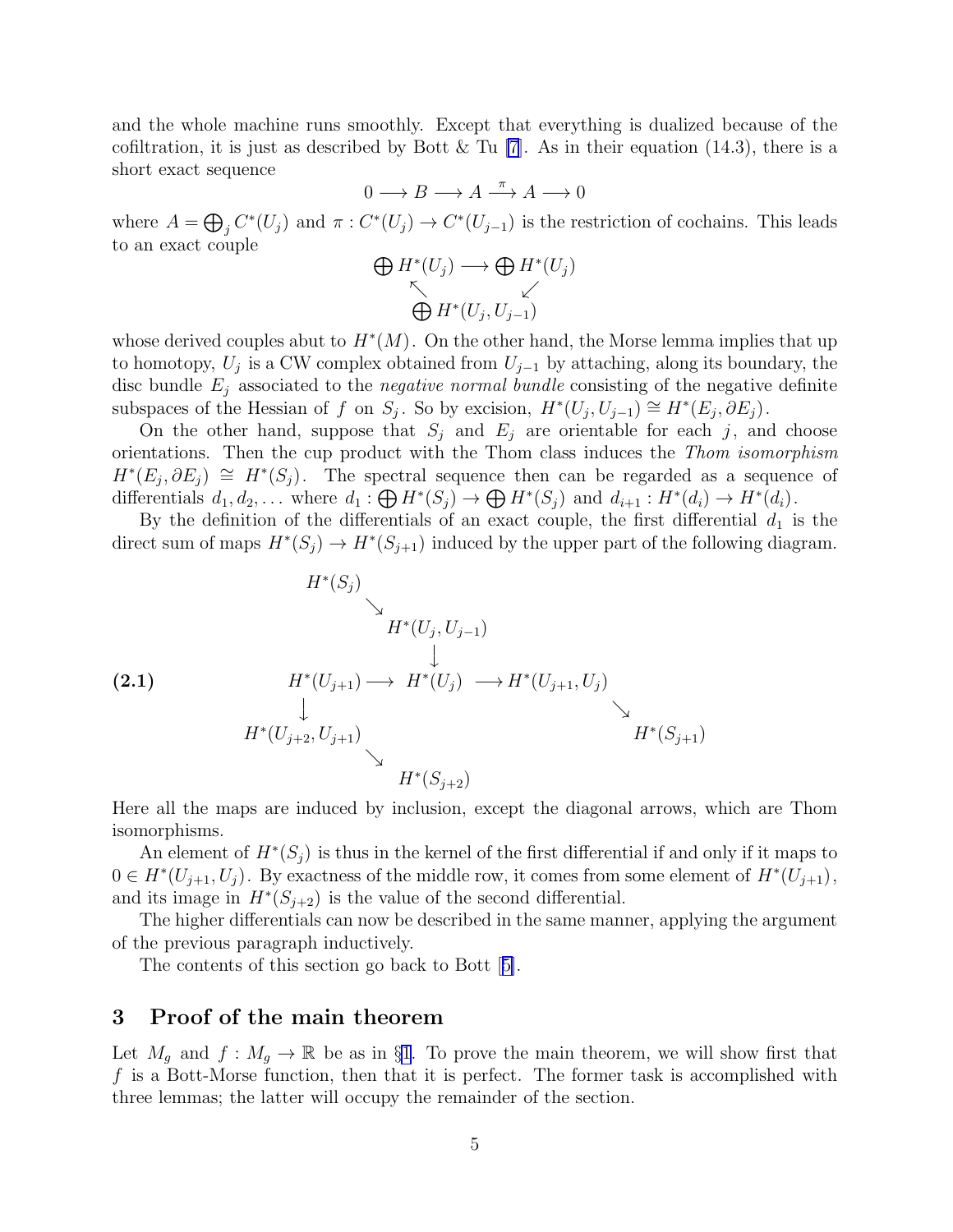and the whole machine runs smoothly. Except that everything is dualized because of the cofiltration, it is just as described by Bott & Tu [7]. As in their equation (14.3), there is a short exact sequence

$$0 \longrightarrow B \longrightarrow A \xrightarrow{\pi} A \longrightarrow 0$$

where $A = \bigoplus_j C^*(U_j)$ and $\pi : C^*(U_j) \to C^*(U_{j-1})$ is the restriction of cochains. This leads to an exact couple

$$\begin{array}{ccc} \bigoplus H^*(U_j) & \longrightarrow & \bigoplus H^*(U_j) \\ & \nwarrow \quad \swarrow & \\ & \bigoplus H^*(U_j, U_{j-1}) & \end{array}$$

whose derived couples abut to $H^*(M)$. On the other hand, the Morse lemma implies that up to homotopy, $U_j$ is a CW complex obtained from $U_{j-1}$ by attaching, along its boundary, the disc bundle $E_j$ associated to the *negative normal bundle* consisting of the negative definite subspaces of the Hessian of $f$ on $S_j$. So by excision, $H^*(U_j, U_{j-1}) \cong H^*(E_j, \partial E_j)$.

On the other hand, suppose that $S_j$ and $E_j$ are orientable for each $j$, and choose orientations. Then the cup product with the Thom class induces the *Thom isomorphism* $H^*(E_j, \partial E_j) \cong H^*(S_j)$. The spectral sequence then can be regarded as a sequence of differentials $d_1, d_2, \ldots$ where $d_1 : \bigoplus H^*(S_j) \to \bigoplus H^*(S_j)$ and $d_{i+1} : H^*(d_i) \to H^*(d_i)$.

By the definition of the differentials of an exact couple, the first differential $d_1$ is the direct sum of maps $H^*(S_j) \to H^*(S_{j+1})$ induced by the upper part of the following diagram.

**(2.1)**

$$\begin{array}{ccccccc}
 & H^*(S_j) & & & & & \\
 & & \searrow & & & & \\
 & & & H^*(U_j, U_{j-1}) & & & \\
 & & & \downarrow & & & \\
 & H^*(U_{j+1}) & \longrightarrow & H^*(U_j) & \longrightarrow & H^*(U_{j+1}, U_j) & \\
 & \downarrow & & & & & \searrow \\
H^*(U_{j+2}, U_{j+1}) & & & & & & H^*(S_{j+1}) \\
 & \searrow & & & & & \\
 & & H^*(S_{j+2}) & & & &
\end{array}$$

Here all the maps are induced by inclusion, except the diagonal arrows, which are Thom isomorphisms.

An element of $H^*(S_j)$ is thus in the kernel of the first differential if and only if it maps to $0 \in H^*(U_{j+1}, U_j)$. By exactness of the middle row, it comes from some element of $H^*(U_{j+1})$, and its image in $H^*(S_{j+2})$ is the value of the second differential.

The higher differentials can now be described in the same manner, applying the argument of the previous paragraph inductively.

The contents of this section go back to Bott [5].

## 3 Proof of the main theorem

Let $M_g$ and $f : M_g \to \mathbb{R}$ be as in §1. To prove the main theorem, we will show first that $f$ is a Bott-Morse function, then that it is perfect. The former task is accomplished with three lemmas; the latter will occupy the remainder of the section.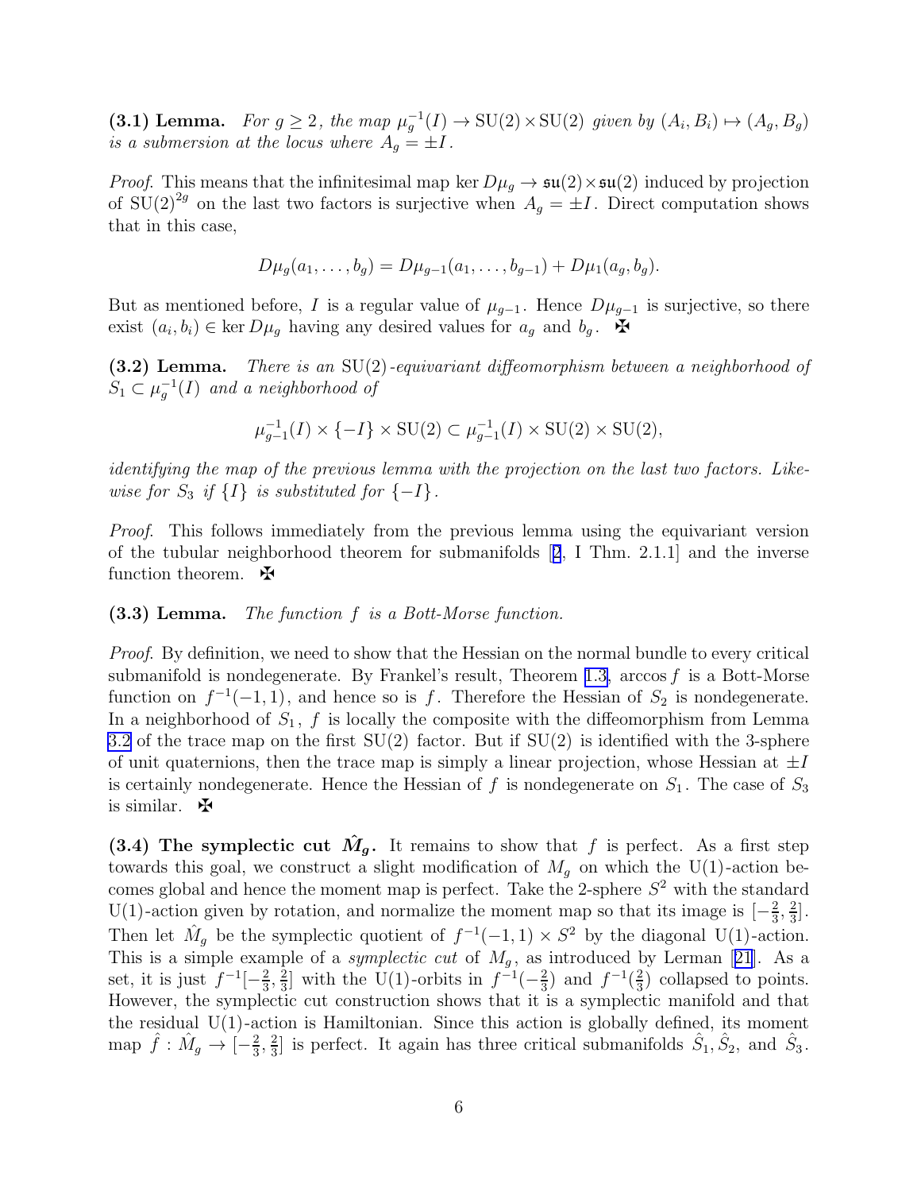**(3.1) Lemma.** *For $g \geq 2$, the map $\mu_g^{-1}(I) \to \mathrm{SU}(2) \times \mathrm{SU}(2)$ given by $(A_i, B_i) \mapsto (A_g, B_g)$ is a submersion at the locus where $A_g = \pm I$.*

*Proof*. This means that the infinitesimal map $\ker D\mu_g \to \mathfrak{su}(2) \times \mathfrak{su}(2)$ induced by projection of $\mathrm{SU}(2)^{2g}$ on the last two factors is surjective when $A_g = \pm I$. Direct computation shows that in this case,

$$D\mu_g(a_1, \ldots, b_g) = D\mu_{g-1}(a_1, \ldots, b_{g-1}) + D\mu_1(a_g, b_g).$$

But as mentioned before, $I$ is a regular value of $\mu_{g-1}$. Hence $D\mu_{g-1}$ is surjective, so there exist $(a_i, b_i) \in \ker D\mu_g$ having any desired values for $a_g$ and $b_g$. ✠

**(3.2) Lemma.** *There is an $\mathrm{SU}(2)$-equivariant diffeomorphism between a neighborhood of $S_1 \subset \mu_g^{-1}(I)$ and a neighborhood of*

$$\mu_{g-1}^{-1}(I) \times \{-I\} \times \mathrm{SU}(2) \subset \mu_{g-1}^{-1}(I) \times \mathrm{SU}(2) \times \mathrm{SU}(2),$$

*identifying the map of the previous lemma with the projection on the last two factors. Likewise for $S_3$ if $\{I\}$ is substituted for $\{-I\}$.*

*Proof*. This follows immediately from the previous lemma using the equivariant version of the tubular neighborhood theorem for submanifolds [2, I Thm. 2.1.1] and the inverse function theorem. ✠

**(3.3) Lemma.** *The function $f$ is a Bott-Morse function.*

*Proof*. By definition, we need to show that the Hessian on the normal bundle to every critical submanifold is nondegenerate. By Frankel's result, Theorem 1.3, $\arccos f$ is a Bott-Morse function on $f^{-1}(-1, 1)$, and hence so is $f$. Therefore the Hessian of $S_2$ is nondegenerate. In a neighborhood of $S_1$, $f$ is locally the composite with the diffeomorphism from Lemma 3.2 of the trace map on the first $\mathrm{SU}(2)$ factor. But if $\mathrm{SU}(2)$ is identified with the 3-sphere of unit quaternions, then the trace map is simply a linear projection, whose Hessian at $\pm I$ is certainly nondegenerate. Hence the Hessian of $f$ is nondegenerate on $S_1$. The case of $S_3$ is similar. ✠

**(3.4) The symplectic cut $\hat{M}_g$.** It remains to show that $f$ is perfect. As a first step towards this goal, we construct a slight modification of $M_g$ on which the $\mathrm{U}(1)$-action becomes global and hence the moment map is perfect. Take the 2-sphere $S^2$ with the standard $\mathrm{U}(1)$-action given by rotation, and normalize the moment map so that its image is $[-\frac{2}{3}, \frac{2}{3}]$. Then let $\hat{M}_g$ be the symplectic quotient of $f^{-1}(-1, 1) \times S^2$ by the diagonal $\mathrm{U}(1)$-action. This is a simple example of a *symplectic cut* of $M_g$, as introduced by Lerman [21]. As a set, it is just $f^{-1}[-\frac{2}{3}, \frac{2}{3}]$ with the $\mathrm{U}(1)$-orbits in $f^{-1}(-\frac{2}{3})$ and $f^{-1}(\frac{2}{3})$ collapsed to points. However, the symplectic cut construction shows that it is a symplectic manifold and that the residual $\mathrm{U}(1)$-action is Hamiltonian. Since this action is globally defined, its moment map $\hat{f} : \hat{M}_g \to [-\frac{2}{3}, \frac{2}{3}]$ is perfect. It again has three critical submanifolds $\hat{S}_1, \hat{S}_2$, and $\hat{S}_3$.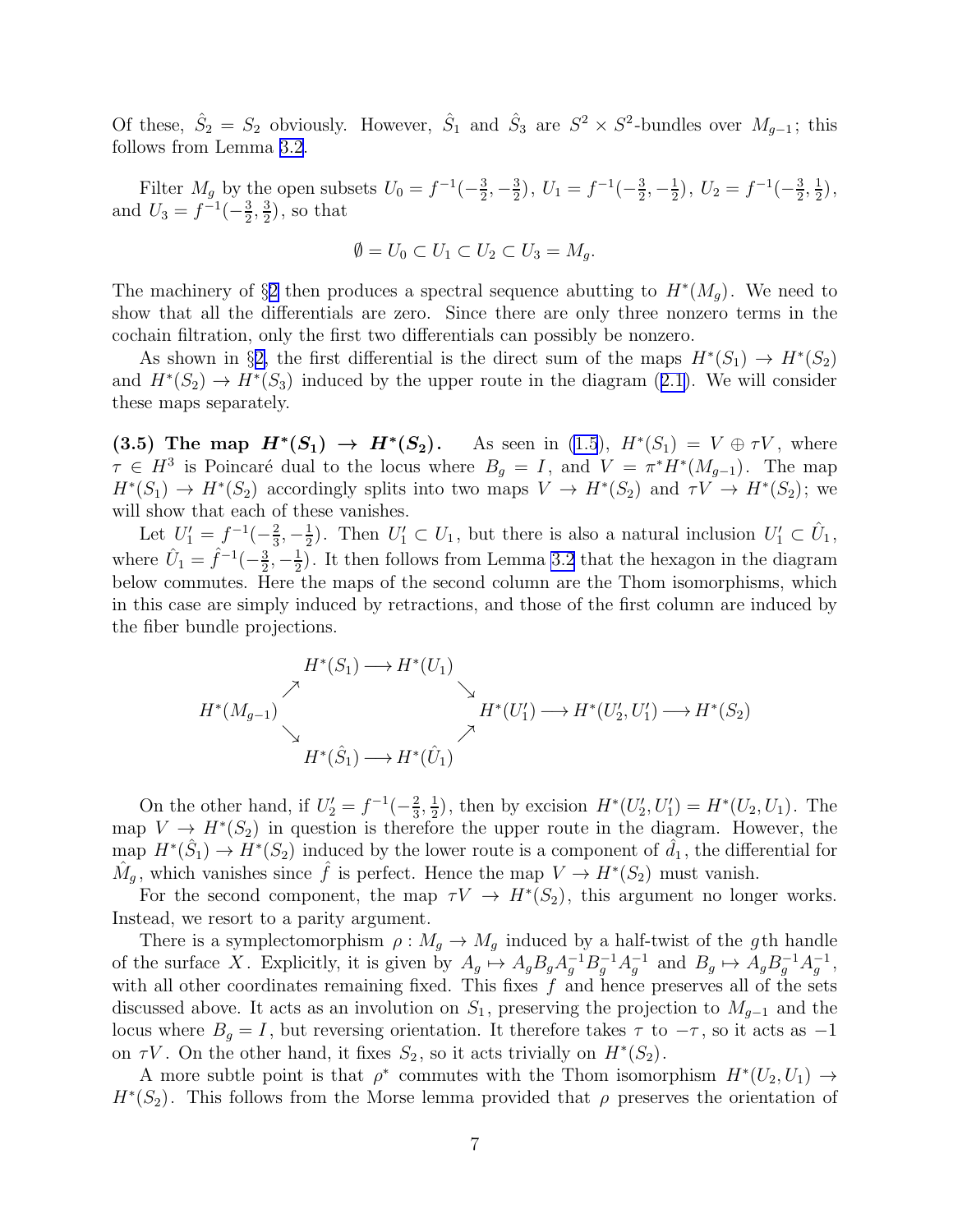Of these, $\hat{S}_2 = S_2$ obviously. However, $\hat{S}_1$ and $\hat{S}_3$ are $S^2 \times S^2$-bundles over $M_{g-1}$; this follows from Lemma 3.2.

Filter $M_g$ by the open subsets $U_0 = f^{-1}(-\frac{3}{2}, -\frac{3}{2})$, $U_1 = f^{-1}(-\frac{3}{2}, -\frac{1}{2})$, $U_2 = f^{-1}(-\frac{3}{2}, \frac{1}{2})$, and $U_3 = f^{-1}(-\frac{3}{2}, \frac{3}{2})$, so that

$$\emptyset = U_0 \subset U_1 \subset U_2 \subset U_3 = M_g.$$

The machinery of §2 then produces a spectral sequence abutting to $H^*(M_g)$. We need to show that all the differentials are zero. Since there are only three nonzero terms in the cochain filtration, only the first two differentials can possibly be nonzero.

As shown in §2, the first differential is the direct sum of the maps $H^*(S_1) \to H^*(S_2)$ and $H^*(S_2) \to H^*(S_3)$ induced by the upper route in the diagram (2.1). We will consider these maps separately.

**(3.5) The map $H^*(S_1) \to H^*(S_2)$.** As seen in (1.5), $H^*(S_1) = V \oplus \tau V$, where $\tau \in H^3$ is Poincaré dual to the locus where $B_g = I$, and $V = \pi^* H^*(M_{g-1})$. The map $H^*(S_1) \to H^*(S_2)$ accordingly splits into two maps $V \to H^*(S_2)$ and $\tau V \to H^*(S_2)$; we will show that each of these vanishes.

Let $U_1' = f^{-1}(-\frac{2}{3}, -\frac{1}{2})$. Then $U_1' \subset U_1$, but there is also a natural inclusion $U_1' \subset \hat{U}_1$, where $\hat{U}_1 = \hat{f}^{-1}(-\frac{3}{2}, -\frac{1}{2})$. It then follows from Lemma 3.2 that the hexagon in the diagram below commutes. Here the maps of the second column are the Thom isomorphisms, which in this case are simply induced by retractions, and those of the first column are induced by the fiber bundle projections.

$$\begin{array}{ccccc}
 & H^*(S_1) \longrightarrow H^*(U_1) & & & \\
\nearrow & & \searrow & & \\
H^*(M_{g-1}) & & & H^*(U_1') \longrightarrow H^*(U_2', U_1') \longrightarrow H^*(S_2) & \\
\searrow & & \nearrow & & \\
 & H^*(\hat{S}_1) \longrightarrow H^*(\hat{U}_1) & & &
\end{array}$$

On the other hand, if $U_2' = f^{-1}(-\frac{2}{3}, \frac{1}{2})$, then by excision $H^*(U_2', U_1') = H^*(U_2, U_1)$. The map $V \to H^*(S_2)$ in question is therefore the upper route in the diagram. However, the map $H^*(\hat{S}_1) \to H^*(S_2)$ induced by the lower route is a component of $\hat{d}_1$, the differential for $\hat{M}_g$, which vanishes since $\hat{f}$ is perfect. Hence the map $V \to H^*(S_2)$ must vanish.

For the second component, the map $\tau V \to H^*(S_2)$, this argument no longer works. Instead, we resort to a parity argument.

There is a symplectomorphism $\rho : M_g \to M_g$ induced by a half-twist of the $g$th handle of the surface $X$. Explicitly, it is given by $A_g \mapsto A_g B_g A_g^{-1} B_g^{-1} A_g^{-1}$ and $B_g \mapsto A_g B_g^{-1} A_g^{-1}$, with all other coordinates remaining fixed. This fixes $f$ and hence preserves all of the sets discussed above. It acts as an involution on $S_1$, preserving the projection to $M_{g-1}$ and the locus where $B_g = I$, but reversing orientation. It therefore takes $\tau$ to $-\tau$, so it acts as $-1$ on $\tau V$. On the other hand, it fixes $S_2$, so it acts trivially on $H^*(S_2)$.

A more subtle point is that $\rho^*$ commutes with the Thom isomorphism $H^*(U_2, U_1) \to H^*(S_2)$. This follows from the Morse lemma provided that $\rho$ preserves the orientation of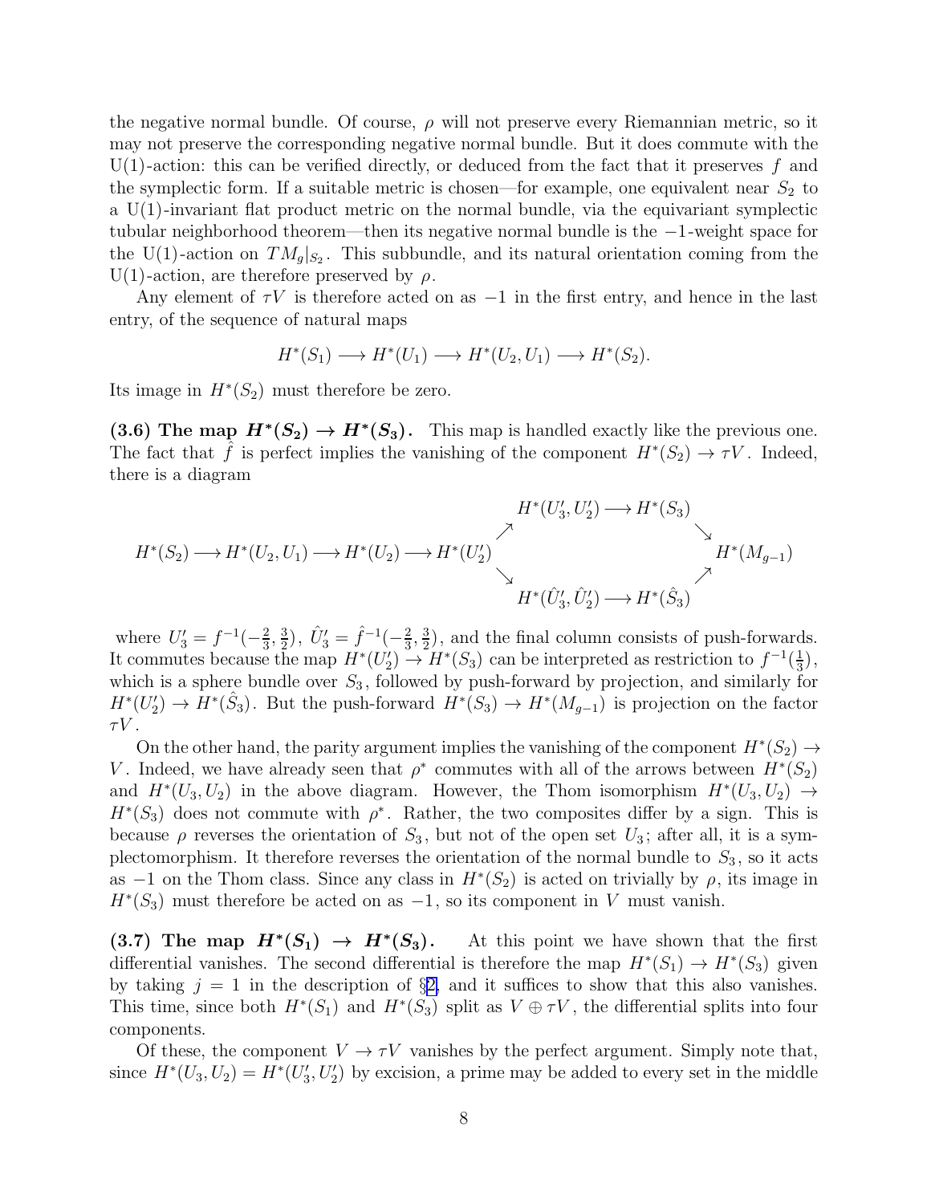the negative normal bundle. Of course, $\rho$ will not preserve every Riemannian metric, so it may not preserve the corresponding negative normal bundle. But it does commute with the U(1)-action: this can be verified directly, or deduced from the fact that it preserves $f$ and the symplectic form. If a suitable metric is chosen—for example, one equivalent near $S_2$ to a U(1)-invariant flat product metric on the normal bundle, via the equivariant symplectic tubular neighborhood theorem—then its negative normal bundle is the $-1$-weight space for the U(1)-action on $TM_g|_{S_2}$. This subbundle, and its natural orientation coming from the U(1)-action, are therefore preserved by $\rho$.

Any element of $\tau V$ is therefore acted on as $-1$ in the first entry, and hence in the last entry, of the sequence of natural maps

$$H^*(S_1) \longrightarrow H^*(U_1) \longrightarrow H^*(U_2, U_1) \longrightarrow H^*(S_2).$$

Its image in $H^*(S_2)$ must therefore be zero.

**(3.6) The map $H^*(S_2) \to H^*(S_3)$.** This map is handled exactly like the previous one. The fact that $\hat{f}$ is perfect implies the vanishing of the component $H^*(S_2) \to \tau V$. Indeed, there is a diagram

$$\begin{array}{ccccc} & & & H^*(U_3', U_2') \longrightarrow H^*(S_3) & \\ & & \nearrow & & \searrow \\ H^*(S_2) \longrightarrow H^*(U_2, U_1) \longrightarrow H^*(U_2) \longrightarrow H^*(U_2') & & & & H^*(M_{g-1}) \\ & & \searrow & & \nearrow \\ & & & H^*(\hat{U}_3', \hat{U}_2') \longrightarrow H^*(\hat{S}_3) & \end{array}$$

where $U_3' = f^{-1}(-\frac{2}{3}, \frac{3}{2})$, $\hat{U}_3' = \hat{f}^{-1}(-\frac{2}{3}, \frac{3}{2})$, and the final column consists of push-forwards. It commutes because the map $H^*(U_2') \to H^*(S_3)$ can be interpreted as restriction to $f^{-1}(\frac{1}{3})$, which is a sphere bundle over $S_3$, followed by push-forward by projection, and similarly for $H^*(U_2') \to H^*(\hat{S}_3)$. But the push-forward $H^*(S_3) \to H^*(M_{g-1})$ is projection on the factor $\tau V$.

On the other hand, the parity argument implies the vanishing of the component $H^*(S_2) \to V$. Indeed, we have already seen that $\rho^*$ commutes with all of the arrows between $H^*(S_2)$ and $H^*(U_3, U_2)$ in the above diagram. However, the Thom isomorphism $H^*(U_3, U_2) \to H^*(S_3)$ does not commute with $\rho^*$. Rather, the two composites differ by a sign. This is because $\rho$ reverses the orientation of $S_3$, but not of the open set $U_3$; after all, it is a symplectomorphism. It therefore reverses the orientation of the normal bundle to $S_3$, so it acts as $-1$ on the Thom class. Since any class in $H^*(S_2)$ is acted on trivially by $\rho$, its image in $H^*(S_3)$ must therefore be acted on as $-1$, so its component in $V$ must vanish.

**(3.7) The map $H^*(S_1) \to H^*(S_3)$.** At this point we have shown that the first differential vanishes. The second differential is therefore the map $H^*(S_1) \to H^*(S_3)$ given by taking $j = 1$ in the description of §2, and it suffices to show that this also vanishes. This time, since both $H^*(S_1)$ and $H^*(S_3)$ split as $V \oplus \tau V$, the differential splits into four components.

Of these, the component $V \to \tau V$ vanishes by the perfect argument. Simply note that, since $H^*(U_3, U_2) = H^*(U_3', U_2')$ by excision, a prime may be added to every set in the middle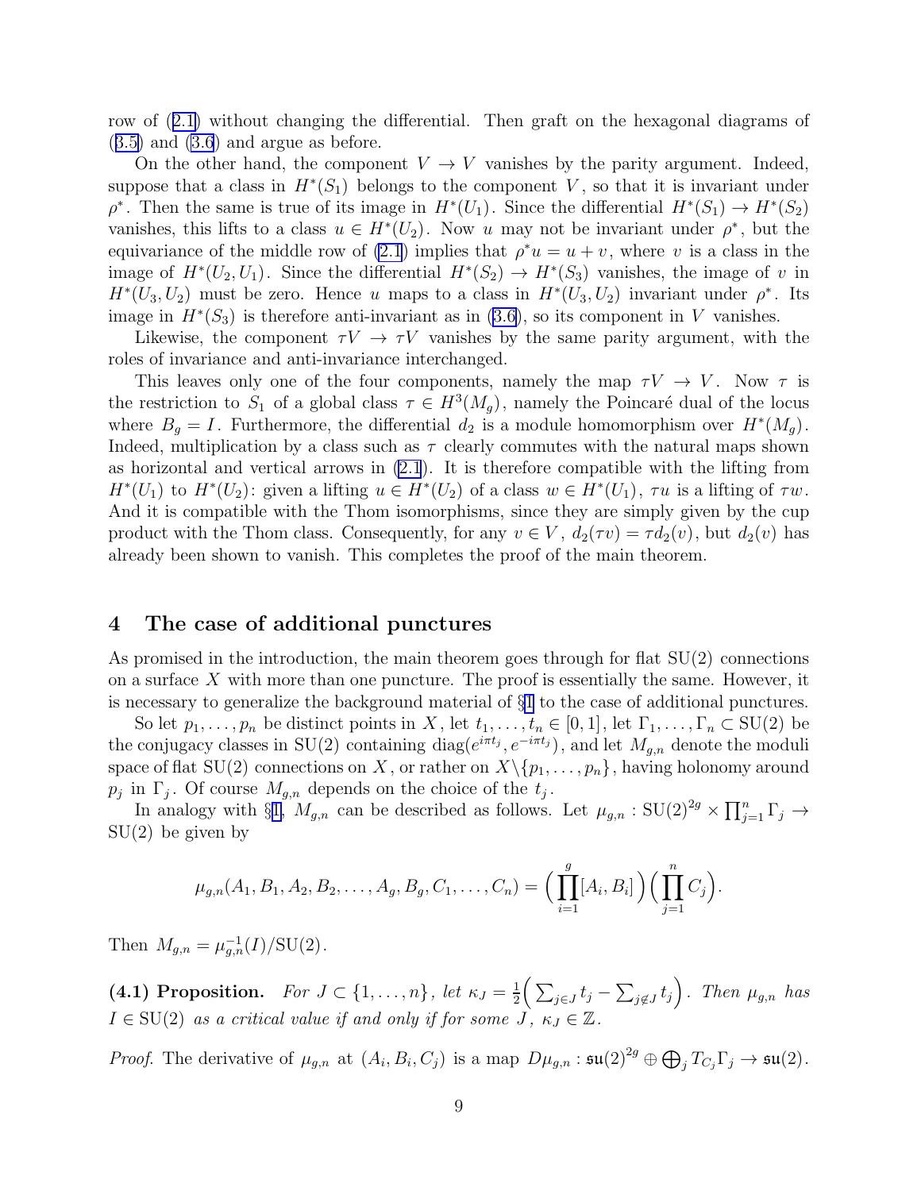row of (2.1) without changing the differential. Then graft on the hexagonal diagrams of (3.5) and (3.6) and argue as before.

On the other hand, the component $V \to V$ vanishes by the parity argument. Indeed, suppose that a class in $H^*(S_1)$ belongs to the component $V$, so that it is invariant under $\rho^*$. Then the same is true of its image in $H^*(U_1)$. Since the differential $H^*(S_1) \to H^*(S_2)$ vanishes, this lifts to a class $u \in H^*(U_2)$. Now $u$ may not be invariant under $\rho^*$, but the equivariance of the middle row of (2.1) implies that $\rho^* u = u + v$, where $v$ is a class in the image of $H^*(U_2, U_1)$. Since the differential $H^*(S_2) \to H^*(S_3)$ vanishes, the image of $v$ in $H^*(U_3, U_2)$ must be zero. Hence $u$ maps to a class in $H^*(U_3, U_2)$ invariant under $\rho^*$. Its image in $H^*(S_3)$ is therefore anti-invariant as in (3.6), so its component in $V$ vanishes.

Likewise, the component $\tau V \to \tau V$ vanishes by the same parity argument, with the roles of invariance and anti-invariance interchanged.

This leaves only one of the four components, namely the map $\tau V \to V$. Now $\tau$ is the restriction to $S_1$ of a global class $\tau \in H^3(M_g)$, namely the Poincaré dual of the locus where $B_g = I$. Furthermore, the differential $d_2$ is a module homomorphism over $H^*(M_g)$. Indeed, multiplication by a class such as $\tau$ clearly commutes with the natural maps shown as horizontal and vertical arrows in (2.1). It is therefore compatible with the lifting from $H^*(U_1)$ to $H^*(U_2)$: given a lifting $u \in H^*(U_2)$ of a class $w \in H^*(U_1)$, $\tau u$ is a lifting of $\tau w$. And it is compatible with the Thom isomorphisms, since they are simply given by the cup product with the Thom class. Consequently, for any $v \in V$, $d_2(\tau v) = \tau d_2(v)$, but $d_2(v)$ has already been shown to vanish. This completes the proof of the main theorem.

## 4 The case of additional punctures

As promised in the introduction, the main theorem goes through for flat $\mathrm{SU}(2)$ connections on a surface $X$ with more than one puncture. The proof is essentially the same. However, it is necessary to generalize the background material of §1 to the case of additional punctures.

So let $p_1, \ldots, p_n$ be distinct points in $X$, let $t_1, \ldots, t_n \in [0,1]$, let $\Gamma_1, \ldots, \Gamma_n \subset \mathrm{SU}(2)$ be the conjugacy classes in $\mathrm{SU}(2)$ containing $\mathrm{diag}(e^{i\pi t_j}, e^{-i\pi t_j})$, and let $M_{g,n}$ denote the moduli space of flat $\mathrm{SU}(2)$ connections on $X$, or rather on $X \backslash \{p_1, \ldots, p_n\}$, having holonomy around $p_j$ in $\Gamma_j$. Of course $M_{g,n}$ depends on the choice of the $t_j$.

In analogy with §1, $M_{g,n}$ can be described as follows. Let $\mu_{g,n} : \mathrm{SU}(2)^{2g} \times \prod_{j=1}^n \Gamma_j \to \mathrm{SU}(2)$ be given by

$$\mu_{g,n}(A_1, B_1, A_2, B_2, \ldots, A_g, B_g, C_1, \ldots, C_n) = \Big( \prod_{i=1}^{g} [A_i, B_i] \Big) \Big( \prod_{j=1}^{n} C_j \Big).$$

Then $M_{g,n} = \mu_{g,n}^{-1}(I)/\mathrm{SU}(2)$.

**(4.1) Proposition.** *For $J \subset \{1, \ldots, n\}$, let $\kappa_J = \frac{1}{2}\Big( \sum_{j \in J} t_j - \sum_{j \notin J} t_j \Big)$. Then $\mu_{g,n}$ has $I \in \mathrm{SU}(2)$ as a critical value if and only if for some $J$, $\kappa_J \in \mathbb{Z}$.*

*Proof.* The derivative of $\mu_{g,n}$ at $(A_i, B_i, C_j)$ is a map $D\mu_{g,n} : \mathfrak{su}(2)^{2g} \oplus \bigoplus_j T_{C_j}\Gamma_j \to \mathfrak{su}(2)$.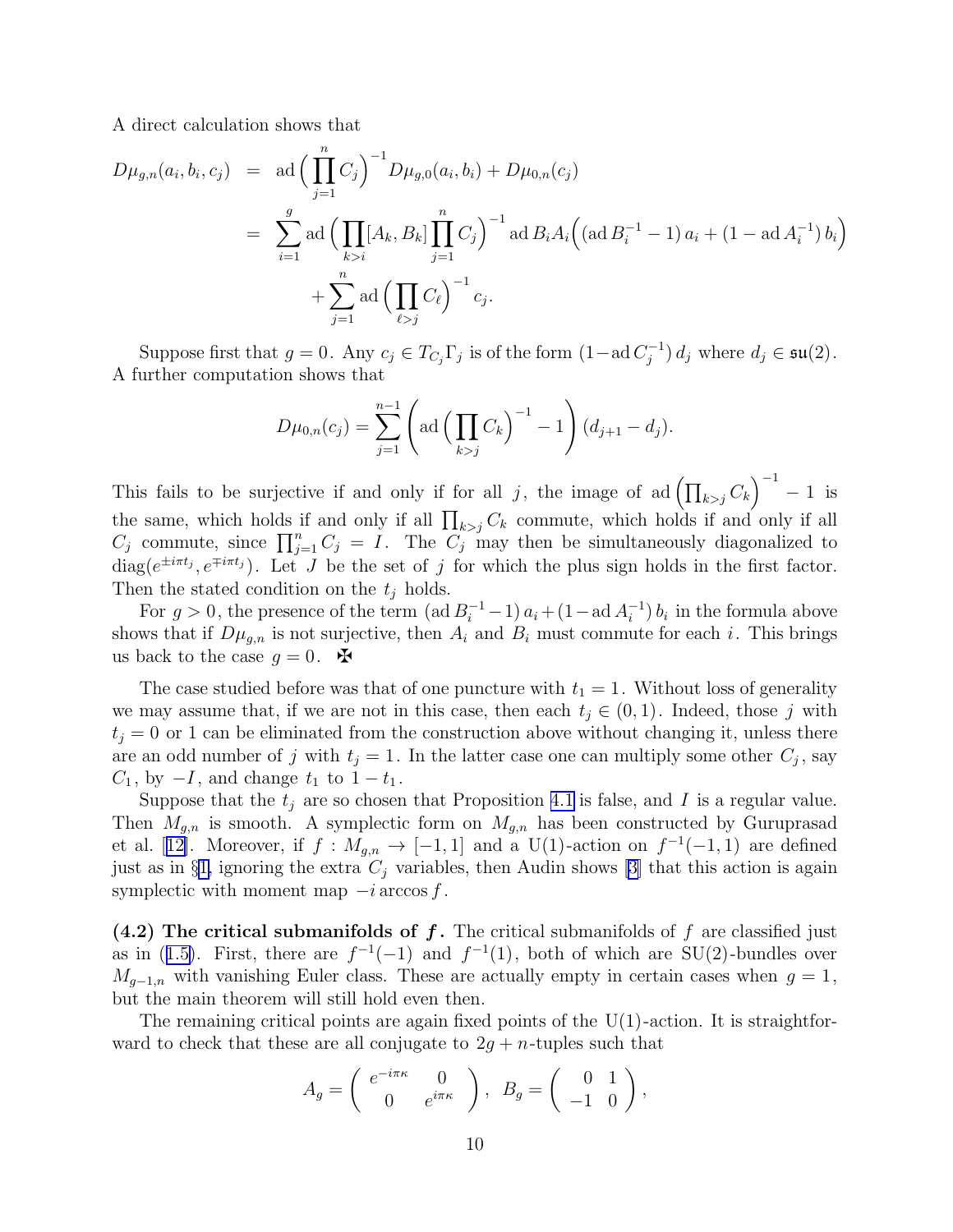A direct calculation shows that

$$
\begin{aligned}
D\mu_{g,n}(a_i, b_i, c_j) &= \operatorname{ad}\Big(\prod_{j=1}^{n} C_j\Big)^{-1} D\mu_{g,0}(a_i, b_i) + D\mu_{0,n}(c_j) \\
&= \sum_{i=1}^{g} \operatorname{ad}\Big(\prod_{k>i}[A_k, B_k]\prod_{j=1}^{n} C_j\Big)^{-1} \operatorname{ad} B_i A_i \Big( (\operatorname{ad} B_i^{-1} - 1)\, a_i + (1 - \operatorname{ad} A_i^{-1})\, b_i \Big) \\
&\qquad + \sum_{j=1}^{n} \operatorname{ad}\Big(\prod_{\ell>j} C_\ell\Big)^{-1} c_j.
\end{aligned}
$$

Suppose first that $g = 0$. Any $c_j \in T_{C_j}\Gamma_j$ is of the form $(1 - \operatorname{ad} C_j^{-1})\, d_j$ where $d_j \in \mathfrak{su}(2)$. A further computation shows that

$$
D\mu_{0,n}(c_j) = \sum_{j=1}^{n-1} \left( \operatorname{ad}\Big(\prod_{k>j} C_k\Big)^{-1} - 1 \right) (d_{j+1} - d_j).
$$

This fails to be surjective if and only if for all $j$, the image of $\operatorname{ad}\Big(\prod_{k>j} C_k\Big)^{-1} - 1$ is the same, which holds if and only if all $\prod_{k>j} C_k$ commute, which holds if and only if all $C_j$ commute, since $\prod_{j=1}^{n} C_j = I$. The $C_j$ may then be simultaneously diagonalized to $\operatorname{diag}(e^{\pm i\pi t_j}, e^{\mp i\pi t_j})$. Let $J$ be the set of $j$ for which the plus sign holds in the first factor. Then the stated condition on the $t_j$ holds.

For $g > 0$, the presence of the term $(\operatorname{ad} B_i^{-1} - 1)\, a_i + (1 - \operatorname{ad} A_i^{-1})\, b_i$ in the formula above shows that if $D\mu_{g,n}$ is not surjective, then $A_i$ and $B_i$ must commute for each $i$. This brings us back to the case $g = 0$. ✠

The case studied before was that of one puncture with $t_1 = 1$. Without loss of generality we may assume that, if we are not in this case, then each $t_j \in (0, 1)$. Indeed, those $j$ with $t_j = 0$ or 1 can be eliminated from the construction above without changing it, unless there are an odd number of $j$ with $t_j = 1$. In the latter case one can multiply some other $C_j$, say $C_1$, by $-I$, and change $t_1$ to $1 - t_1$.

Suppose that the $t_j$ are so chosen that Proposition 4.1 is false, and $I$ is a regular value. Then $M_{g,n}$ is smooth. A symplectic form on $M_{g,n}$ has been constructed by Guruprasad et al. [12]. Moreover, if $f : M_{g,n} \to [-1, 1]$ and a $\mathrm{U}(1)$-action on $f^{-1}(-1, 1)$ are defined just as in §1, ignoring the extra $C_j$ variables, then Audin shows [3] that this action is again symplectic with moment map $-i \arccos f$.

**(4.2) The critical submanifolds of $f$.** The critical submanifolds of $f$ are classified just as in (1.5). First, there are $f^{-1}(-1)$ and $f^{-1}(1)$, both of which are $\mathrm{SU}(2)$-bundles over $M_{g-1,n}$ with vanishing Euler class. These are actually empty in certain cases when $g = 1$, but the main theorem will still hold even then.

The remaining critical points are again fixed points of the $\mathrm{U}(1)$-action. It is straightforward to check that these are all conjugate to $2g + n$-tuples such that

$$
A_g = \begin{pmatrix} e^{-i\pi\kappa} & 0 \\ 0 & e^{i\pi\kappa} \end{pmatrix}, \quad B_g = \begin{pmatrix} 0 & 1 \\ -1 & 0 \end{pmatrix},
$$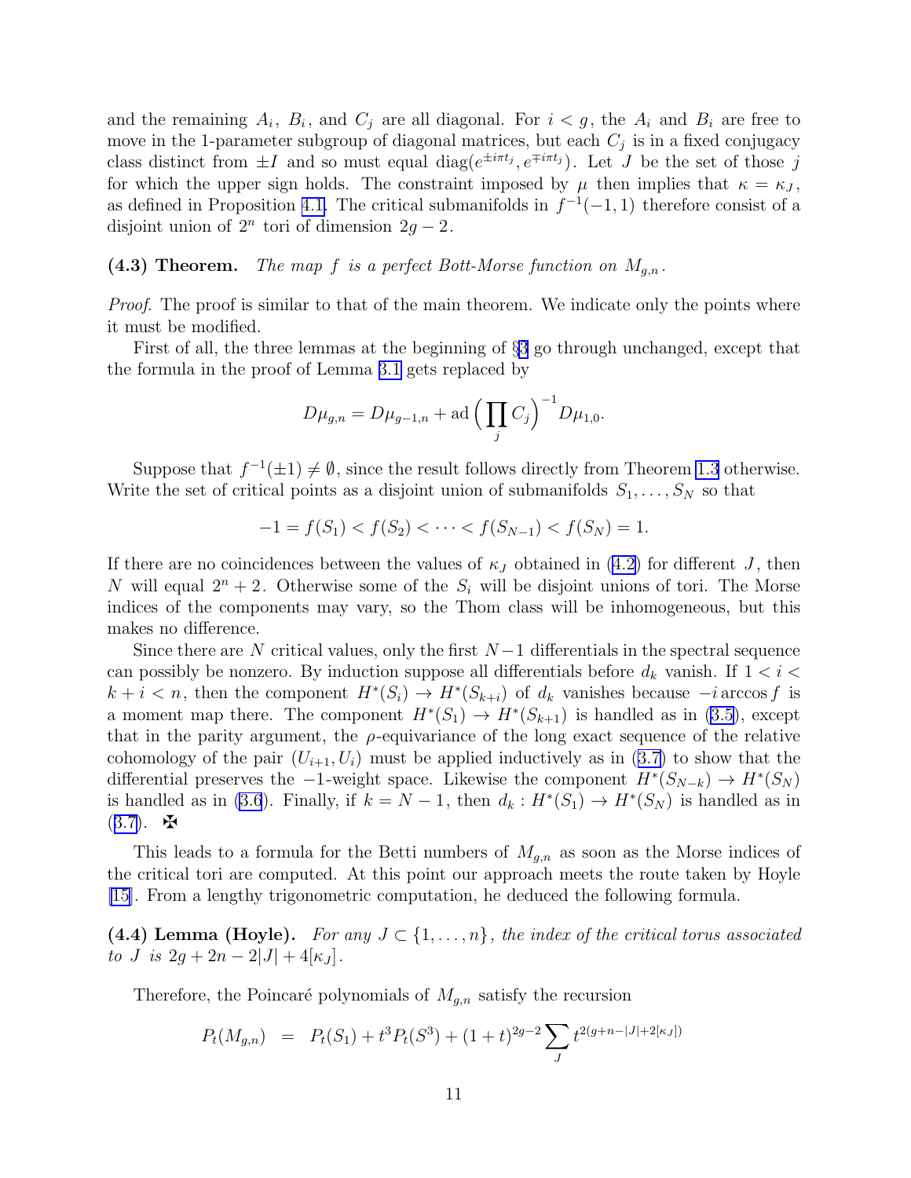and the remaining $A_i$, $B_i$, and $C_j$ are all diagonal. For $i < g$, the $A_i$ and $B_i$ are free to move in the 1-parameter subgroup of diagonal matrices, but each $C_j$ is in a fixed conjugacy class distinct from $\pm I$ and so must equal $\mathrm{diag}(e^{\pm i\pi t_j}, e^{\mp i\pi t_j})$. Let $J$ be the set of those $j$ for which the upper sign holds. The constraint imposed by $\mu$ then implies that $\kappa = \kappa_J$, as defined in Proposition 4.1. The critical submanifolds in $f^{-1}(-1,1)$ therefore consist of a disjoint union of $2^n$ tori of dimension $2g-2$.

**(4.3) Theorem.** *The map $f$ is a perfect Bott-Morse function on $M_{g,n}$.*

*Proof*. The proof is similar to that of the main theorem. We indicate only the points where it must be modified.

First of all, the three lemmas at the beginning of §3 go through unchanged, except that the formula in the proof of Lemma 3.1 gets replaced by

$$D\mu_{g,n} = D\mu_{g-1,n} + \mathrm{ad}\Big(\prod_j C_j\Big)^{-1} D\mu_{1,0}.$$

Suppose that $f^{-1}(\pm 1) \neq \emptyset$, since the result follows directly from Theorem 1.3 otherwise. Write the set of critical points as a disjoint union of submanifolds $S_1, \ldots, S_N$ so that

$$-1 = f(S_1) < f(S_2) < \cdots < f(S_{N-1}) < f(S_N) = 1.$$

If there are no coincidences between the values of $\kappa_J$ obtained in (4.2) for different $J$, then $N$ will equal $2^n + 2$. Otherwise some of the $S_i$ will be disjoint unions of tori. The Morse indices of the components may vary, so the Thom class will be inhomogeneous, but this makes no difference.

Since there are $N$ critical values, only the first $N-1$ differentials in the spectral sequence can possibly be nonzero. By induction suppose all differentials before $d_k$ vanish. If $1 < i < k+i < n$, then the component $H^*(S_i) \to H^*(S_{k+i})$ of $d_k$ vanishes because $-i \arccos f$ is a moment map there. The component $H^*(S_1) \to H^*(S_{k+1})$ is handled as in (3.5), except that in the parity argument, the $\rho$-equivariance of the long exact sequence of the relative cohomology of the pair $(U_{i+1}, U_i)$ must be applied inductively as in (3.7) to show that the differential preserves the $-1$-weight space. Likewise the component $H^*(S_{N-k}) \to H^*(S_N)$ is handled as in (3.6). Finally, if $k = N-1$, then $d_k : H^*(S_1) \to H^*(S_N)$ is handled as in (3.7). ✠

This leads to a formula for the Betti numbers of $M_{g,n}$ as soon as the Morse indices of the critical tori are computed. At this point our approach meets the route taken by Hoyle [15]. From a lengthy trigonometric computation, he deduced the following formula.

**(4.4) Lemma (Hoyle).** *For any $J \subset \{1, \ldots, n\}$, the index of the critical torus associated to $J$ is $2g + 2n - 2|J| + 4[\kappa_J]$.*

Therefore, the Poincaré polynomials of $M_{g,n}$ satisfy the recursion

$$P_t(M_{g,n}) = P_t(S_1) + t^3 P_t(S^3) + (1+t)^{2g-2} \sum_J t^{2(g+n-|J|+2[\kappa_J])}$$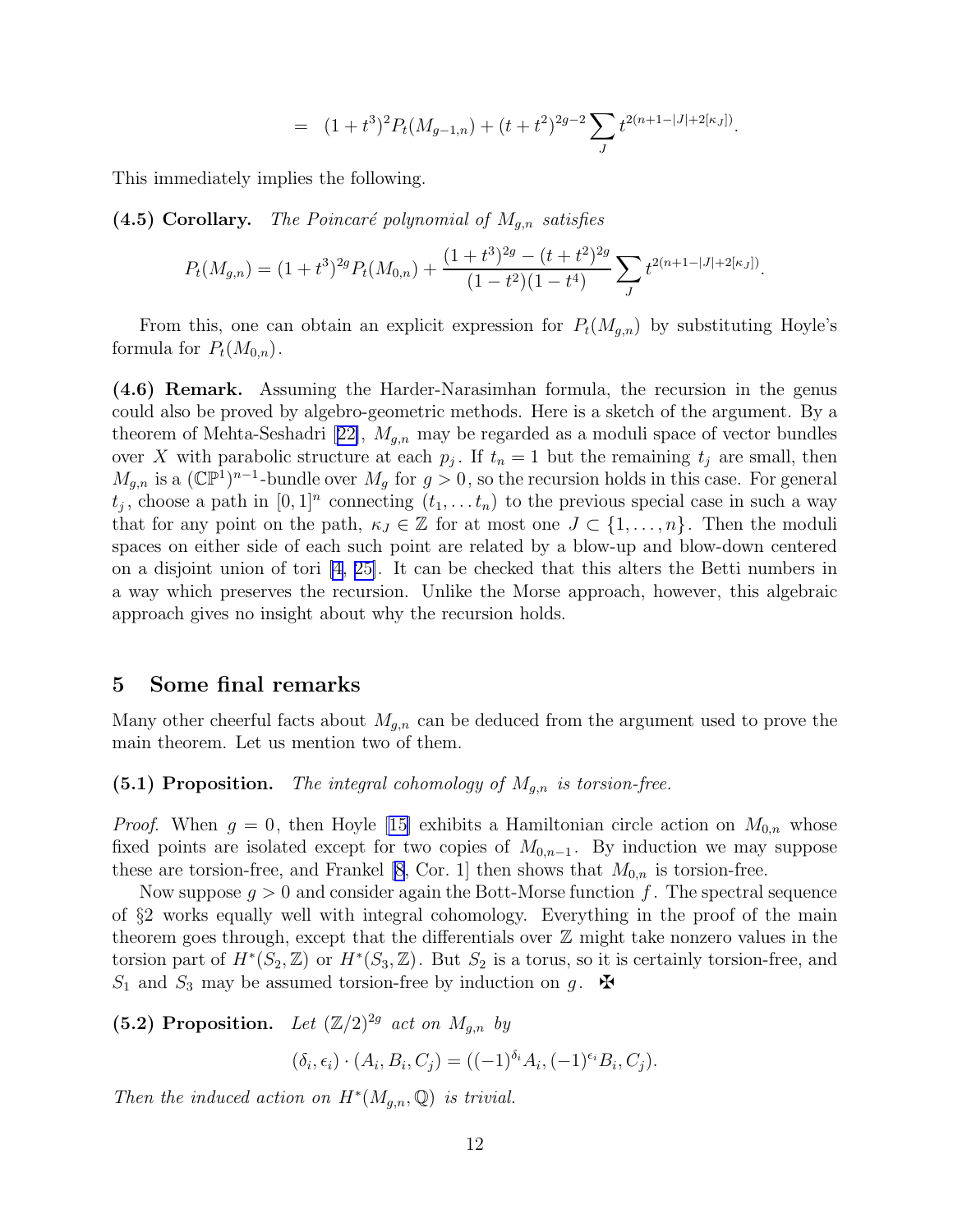$$= \ (1+t^3)^2 P_t(M_{g-1,n}) + (t+t^2)^{2g-2} \sum_J t^{2(n+1-|J|+2[\kappa_J])}.$$

This immediately implies the following.

**(4.5) Corollary.** *The Poincaré polynomial of $M_{g,n}$ satisfies*

$$P_t(M_{g,n}) = (1+t^3)^{2g} P_t(M_{0,n}) + \frac{(1+t^3)^{2g} - (t+t^2)^{2g}}{(1-t^2)(1-t^4)} \sum_J t^{2(n+1-|J|+2[\kappa_J])}.$$

From this, one can obtain an explicit expression for $P_t(M_{g,n})$ by substituting Hoyle's formula for $P_t(M_{0,n})$.

**(4.6) Remark.** Assuming the Harder-Narasimhan formula, the recursion in the genus could also be proved by algebro-geometric methods. Here is a sketch of the argument. By a theorem of Mehta-Seshadri [22], $M_{g,n}$ may be regarded as a moduli space of vector bundles over $X$ with parabolic structure at each $p_j$. If $t_n = 1$ but the remaining $t_j$ are small, then $M_{g,n}$ is a $(\mathbb{CP}^1)^{n-1}$-bundle over $M_g$ for $g>0$, so the recursion holds in this case. For general $t_j$, choose a path in $[0,1]^n$ connecting $(t_1, \dots t_n)$ to the previous special case in such a way that for any point on the path, $\kappa_J \in \mathbb{Z}$ for at most one $J \subset \{1, \dots, n\}$. Then the moduli spaces on either side of each such point are related by a blow-up and blow-down centered on a disjoint union of tori [4, 25]. It can be checked that this alters the Betti numbers in a way which preserves the recursion. Unlike the Morse approach, however, this algebraic approach gives no insight about why the recursion holds.

## 5 Some final remarks

Many other cheerful facts about $M_{g,n}$ can be deduced from the argument used to prove the main theorem. Let us mention two of them.

**(5.1) Proposition.** *The integral cohomology of $M_{g,n}$ is torsion-free.*

*Proof.* When $g=0$, then Hoyle [15] exhibits a Hamiltonian circle action on $M_{0,n}$ whose fixed points are isolated except for two copies of $M_{0,n-1}$. By induction we may suppose these are torsion-free, and Frankel [8, Cor. 1] then shows that $M_{0,n}$ is torsion-free.

Now suppose $g>0$ and consider again the Bott-Morse function $f$. The spectral sequence of §2 works equally well with integral cohomology. Everything in the proof of the main theorem goes through, except that the differentials over $\mathbb{Z}$ might take nonzero values in the torsion part of $H^*(S_2, \mathbb{Z})$ or $H^*(S_3, \mathbb{Z})$. But $S_2$ is a torus, so it is certainly torsion-free, and $S_1$ and $S_3$ may be assumed torsion-free by induction on $g$. ✠

**(5.2) Proposition.** *Let $(\mathbb{Z}/2)^{2g}$ act on $M_{g,n}$ by*

$$(\delta_i, \epsilon_i) \cdot (A_i, B_i, C_j) = ((-1)^{\delta_i} A_i, (-1)^{\epsilon_i} B_i, C_j).$$

*Then the induced action on $H^*(M_{g,n}, \mathbb{Q})$ is trivial.*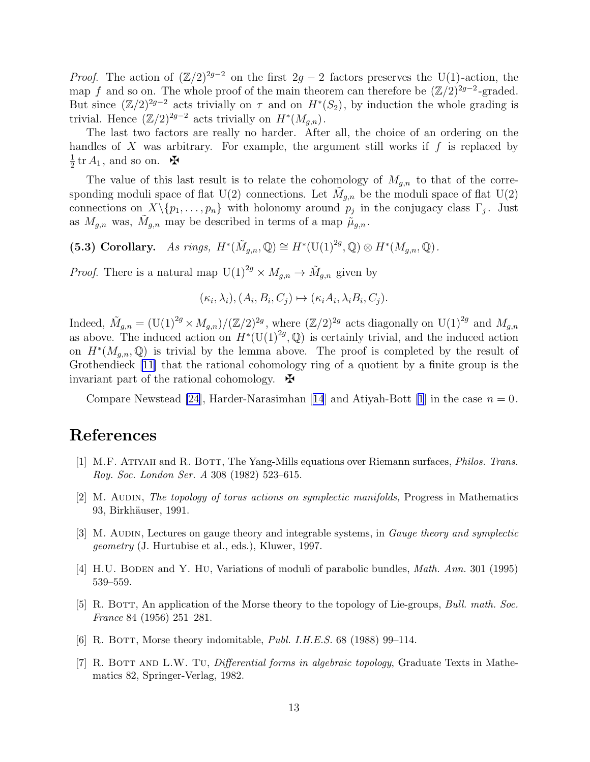*Proof*. The action of $(\mathbb{Z}/2)^{2g-2}$ on the first $2g-2$ factors preserves the U(1)-action, the map $f$ and so on. The whole proof of the main theorem can therefore be $(\mathbb{Z}/2)^{2g-2}$-graded. But since $(\mathbb{Z}/2)^{2g-2}$ acts trivially on $\tau$ and on $H^*(S_2)$, by induction the whole grading is trivial. Hence $(\mathbb{Z}/2)^{2g-2}$ acts trivially on $H^*(M_{g,n})$.

The last two factors are really no harder. After all, the choice of an ordering on the handles of $X$ was arbitrary. For example, the argument still works if $f$ is replaced by $\frac{1}{2}\operatorname{tr} A_1$, and so on. ✠

The value of this last result is to relate the cohomology of $M_{g,n}$ to that of the corresponding moduli space of flat U(2) connections. Let $\tilde{M}_{g,n}$ be the moduli space of flat U(2) connections on $X\backslash\{p_1,\ldots,p_n\}$ with holonomy around $p_j$ in the conjugacy class $\Gamma_j$. Just as $M_{g,n}$ was, $\tilde{M}_{g,n}$ may be described in terms of a map $\tilde{\mu}_{g,n}$.

**(5.3) Corollary.** *As rings,* $H^*(\tilde{M}_{g,n},\mathbb{Q}) \cong H^*(\mathrm{U}(1)^{2g},\mathbb{Q}) \otimes H^*(M_{g,n},\mathbb{Q})$.

*Proof*. There is a natural map $\mathrm{U}(1)^{2g} \times M_{g,n} \to \tilde{M}_{g,n}$ given by

$$(\kappa_i,\lambda_i),(A_i,B_i,C_j) \mapsto (\kappa_i A_i, \lambda_i B_i, C_j).$$

Indeed, $\tilde{M}_{g,n} = (\mathrm{U}(1)^{2g} \times M_{g,n})/(\mathbb{Z}/2)^{2g}$, where $(\mathbb{Z}/2)^{2g}$ acts diagonally on $\mathrm{U}(1)^{2g}$ and $M_{g,n}$ as above. The induced action on $H^*(\mathrm{U}(1)^{2g},\mathbb{Q})$ is certainly trivial, and the induced action on $H^*(M_{g,n},\mathbb{Q})$ is trivial by the lemma above. The proof is completed by the result of Grothendieck [11] that the rational cohomology ring of a quotient by a finite group is the invariant part of the rational cohomology. ✠

Compare Newstead [24], Harder-Narasimhan [14] and Atiyah-Bott [1] in the case $n = 0$.

# References

[1] M.F. Atiyah and R. Bott, The Yang-Mills equations over Riemann surfaces, *Philos. Trans. Roy. Soc. London Ser. A* 308 (1982) 523–615.

[2] M. Audin, *The topology of torus actions on symplectic manifolds,* Progress in Mathematics 93, Birkhäuser, 1991.

[3] M. Audin, Lectures on gauge theory and integrable systems, in *Gauge theory and symplectic geometry* (J. Hurtubise et al., eds.), Kluwer, 1997.

[4] H.U. Boden and Y. Hu, Variations of moduli of parabolic bundles, *Math. Ann.* 301 (1995) 539–559.

[5] R. Bott, An application of the Morse theory to the topology of Lie-groups, *Bull. math. Soc. France* 84 (1956) 251–281.

[6] R. Bott, Morse theory indomitable, *Publ. I.H.E.S.* 68 (1988) 99–114.

[7] R. Bott and L.W. Tu, *Differential forms in algebraic topology*, Graduate Texts in Mathematics 82, Springer-Verlag, 1982.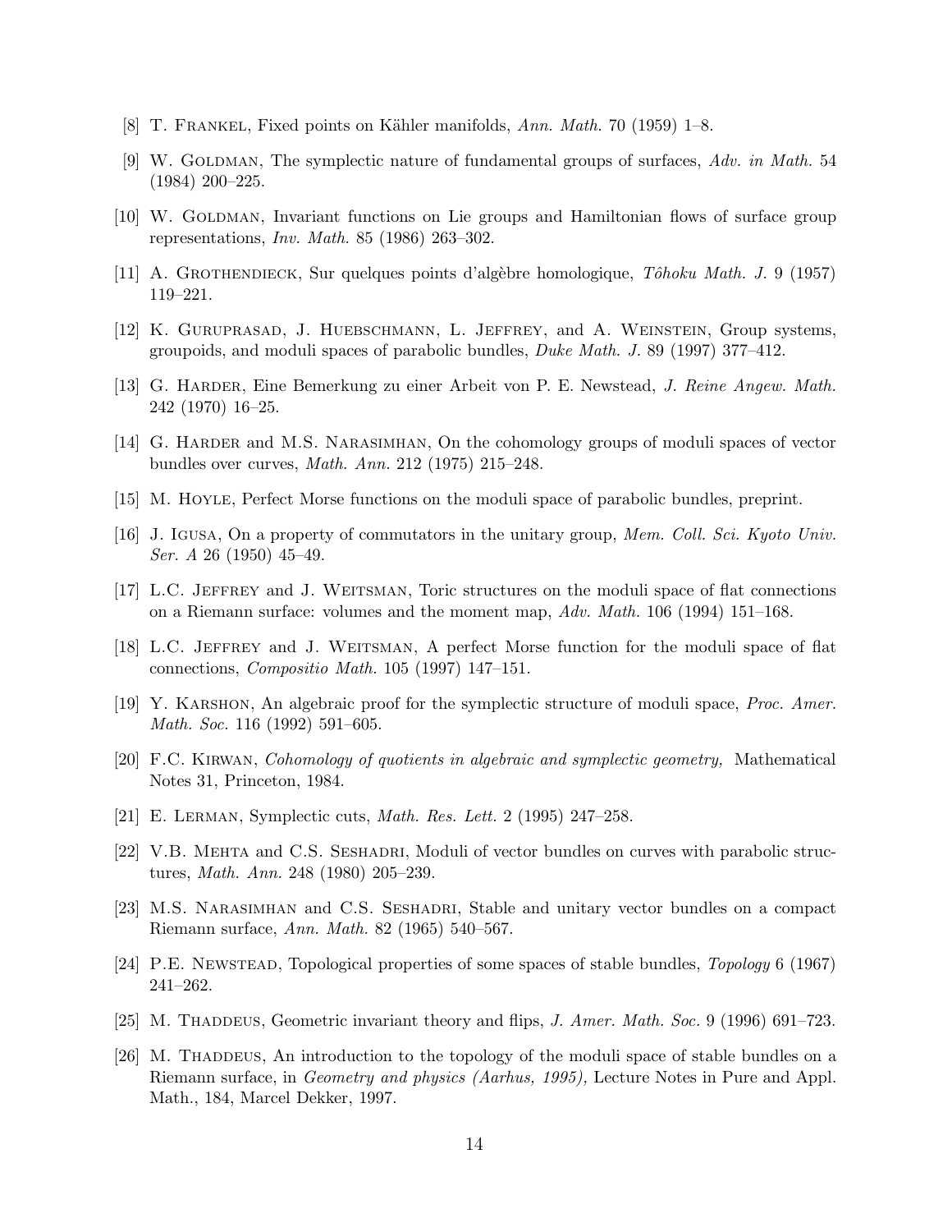[8] T. Frankel, Fixed points on Kähler manifolds, *Ann. Math.* 70 (1959) 1–8.

[9] W. Goldman, The symplectic nature of fundamental groups of surfaces, *Adv. in Math.* 54 (1984) 200–225.

[10] W. Goldman, Invariant functions on Lie groups and Hamiltonian flows of surface group representations, *Inv. Math.* 85 (1986) 263–302.

[11] A. Grothendieck, Sur quelques points d'algèbre homologique, *Tôhoku Math. J.* 9 (1957) 119–221.

[12] K. Guruprasad, J. Huebschmann, L. Jeffrey, and A. Weinstein, Group systems, groupoids, and moduli spaces of parabolic bundles, *Duke Math. J.* 89 (1997) 377–412.

[13] G. Harder, Eine Bemerkung zu einer Arbeit von P. E. Newstead, *J. Reine Angew. Math.* 242 (1970) 16–25.

[14] G. Harder and M.S. Narasimhan, On the cohomology groups of moduli spaces of vector bundles over curves, *Math. Ann.* 212 (1975) 215–248.

[15] M. Hoyle, Perfect Morse functions on the moduli space of parabolic bundles, preprint.

[16] J. Igusa, On a property of commutators in the unitary group, *Mem. Coll. Sci. Kyoto Univ. Ser. A* 26 (1950) 45–49.

[17] L.C. Jeffrey and J. Weitsman, Toric structures on the moduli space of flat connections on a Riemann surface: volumes and the moment map, *Adv. Math.* 106 (1994) 151–168.

[18] L.C. Jeffrey and J. Weitsman, A perfect Morse function for the moduli space of flat connections, *Compositio Math.* 105 (1997) 147–151.

[19] Y. Karshon, An algebraic proof for the symplectic structure of moduli space, *Proc. Amer. Math. Soc.* 116 (1992) 591–605.

[20] F.C. Kirwan, *Cohomology of quotients in algebraic and symplectic geometry,* Mathematical Notes 31, Princeton, 1984.

[21] E. Lerman, Symplectic cuts, *Math. Res. Lett.* 2 (1995) 247–258.

[22] V.B. Mehta and C.S. Seshadri, Moduli of vector bundles on curves with parabolic structures, *Math. Ann.* 248 (1980) 205–239.

[23] M.S. Narasimhan and C.S. Seshadri, Stable and unitary vector bundles on a compact Riemann surface, *Ann. Math.* 82 (1965) 540–567.

[24] P.E. Newstead, Topological properties of some spaces of stable bundles, *Topology* 6 (1967) 241–262.

[25] M. Thaddeus, Geometric invariant theory and flips, *J. Amer. Math. Soc.* 9 (1996) 691–723.

[26] M. Thaddeus, An introduction to the topology of the moduli space of stable bundles on a Riemann surface, in *Geometry and physics (Aarhus, 1995),* Lecture Notes in Pure and Appl. Math., 184, Marcel Dekker, 1997.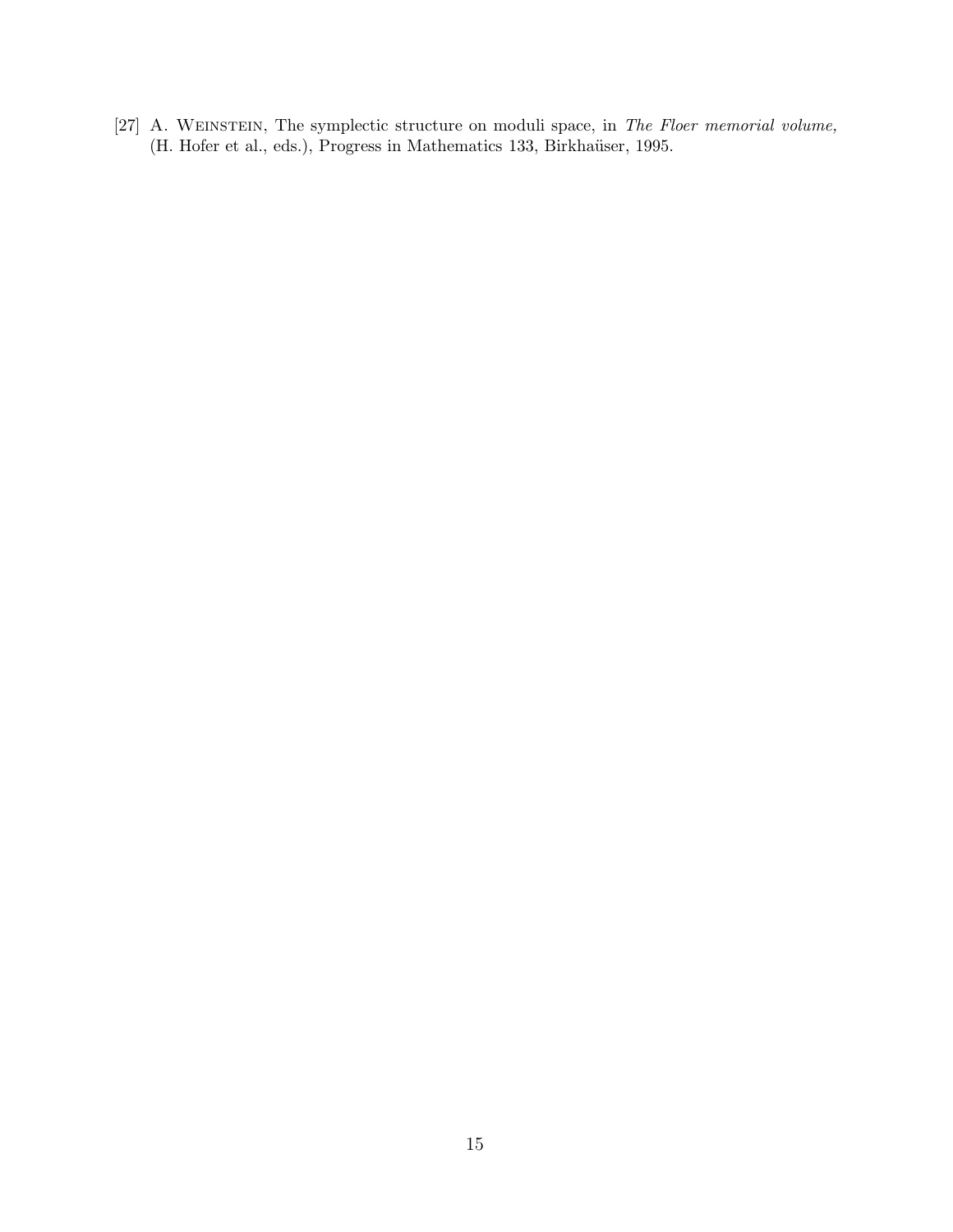[27] A. Weinstein, The symplectic structure on moduli space, in *The Floer memorial volume,* (H. Hofer et al., eds.), Progress in Mathematics 133, Birkhaüser, 1995.